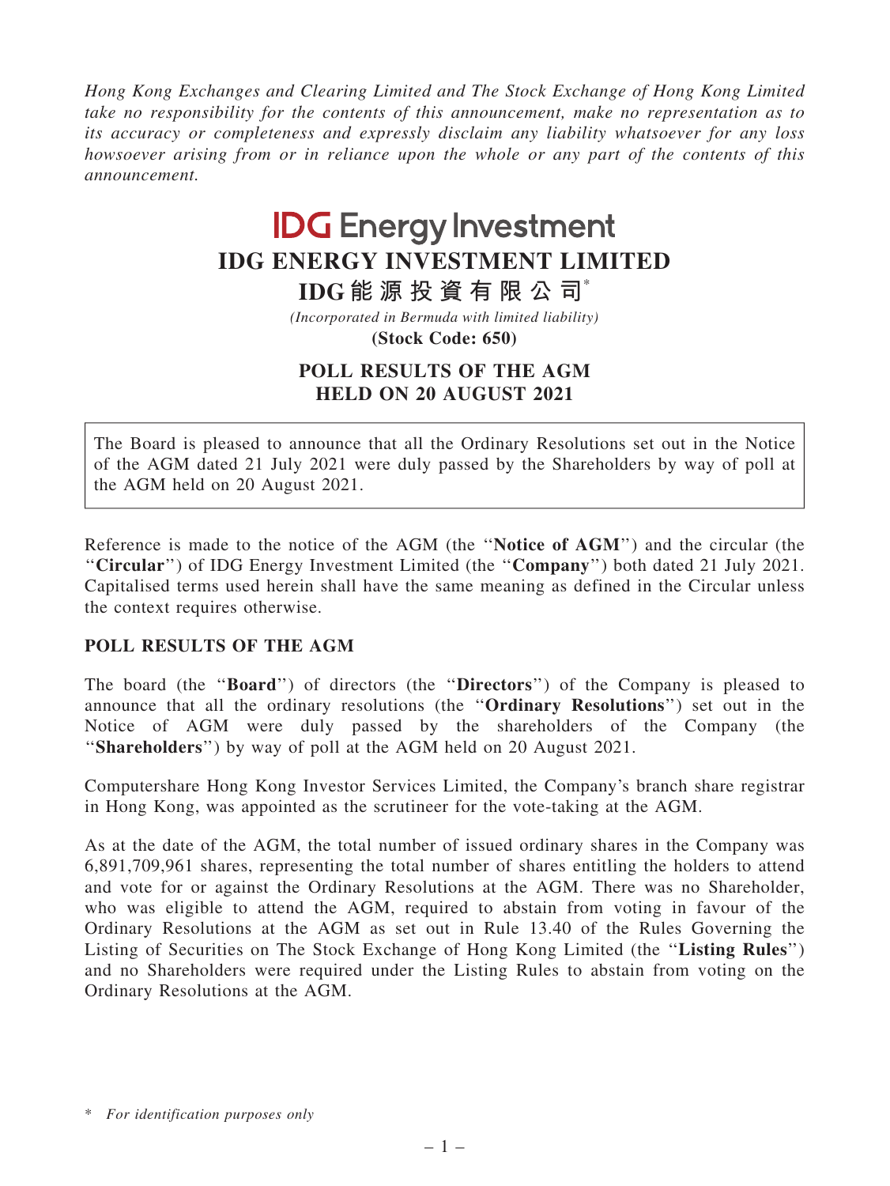*Hong Kong Exchanges and Clearing Limited and The Stock Exchange of Hong Kong Limited take no responsibility for the contents of this announcement, make no representation as to its accuracy or completeness and expressly disclaim any liability whatsoever for any loss howsoever arising from or in reliance upon the whole or any part of the contents of this announcement.*

IDG Energy Investment

# IDG ENERGY INVESTMENT LIMITED

# IDG能源投資有限公司*

*(Incorporated in Bermuda with limited liability)*

**(Stock Code: 650)**

## POLL RESULTS OF THE AGM HELD ON 20 AUGUST 2021

The Board is pleased to announce that all the Ordinary Resolutions set out in the Notice of the AGM dated 21 July 2021 were duly passed by the Shareholders by way of poll at the AGM held on 20 August 2021.

Reference is made to the notice of the AGM (the "**Notice of AGM**") and the circular (the "**Circular**") of IDG Energy Investment Limited (the "**Company**") both dated 21 July 2021. Capitalised terms used herein shall have the same meaning as defined in the Circular unless the context requires otherwise.

### POLL RESULTS OF THE AGM

The board (the "**Board**") of directors (the "**Directors**") of the Company is pleased to announce that all the ordinary resolutions (the "**Ordinary Resolutions**") set out in the Notice of AGM were duly passed by the shareholders of the Company (the "**Shareholders**") by way of poll at the AGM held on 20 August 2021.

Computershare Hong Kong Investor Services Limited, the Company's branch share registrar in Hong Kong, was appointed as the scrutineer for the vote-taking at the AGM.

As at the date of the AGM, the total number of issued ordinary shares in the Company was 6,891,709,961 shares, representing the total number of shares entitling the holders to attend and vote for or against the Ordinary Resolutions at the AGM. There was no Shareholder, who was eligible to attend the AGM, required to abstain from voting in favour of the Ordinary Resolutions at the AGM as set out in Rule 13.40 of the Rules Governing the Listing of Securities on The Stock Exchange of Hong Kong Limited (the "**Listing Rules**") and no Shareholders were required under the Listing Rules to abstain from voting on the Ordinary Resolutions at the AGM.

\* *For identification purposes only*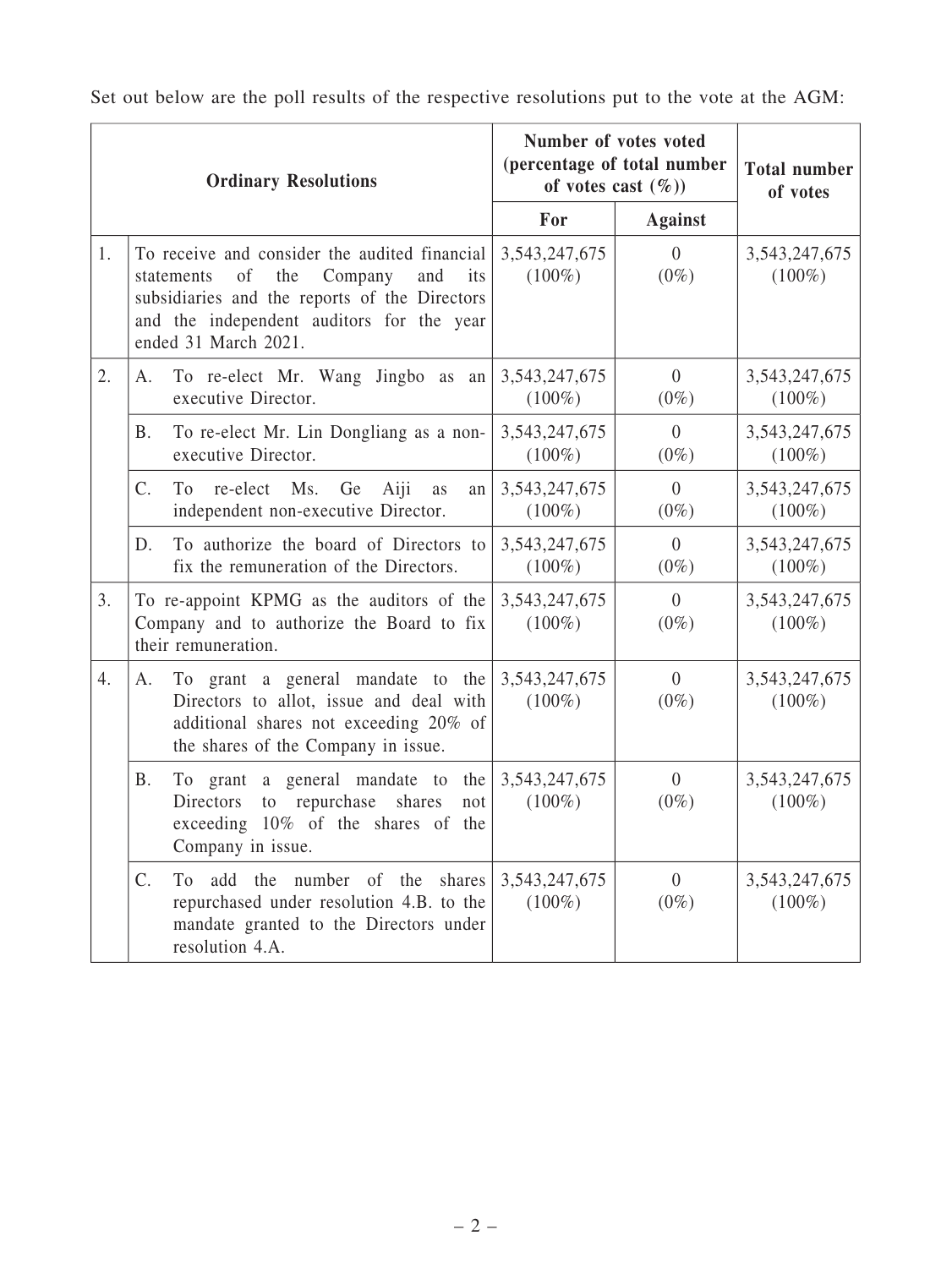Set out below are the poll results of the respective resolutions put to the vote at the AGM:

| Ordinary Resolutions | | Number of votes voted (percentage of total number of votes cast (%)) | | Total number of votes |
|---|---|---|---|---|
| | | For | Against | |
| 1. | To receive and consider the audited financial statements of the Company and its subsidiaries and the reports of the Directors and the independent auditors for the year ended 31 March 2021. | 3,543,247,675 (100%) | 0 (0%) | 3,543,247,675 (100%) |
| 2. | A. To re-elect Mr. Wang Jingbo as an executive Director. | 3,543,247,675 (100%) | 0 (0%) | 3,543,247,675 (100%) |
| | B. To re-elect Mr. Lin Dongliang as a non-executive Director. | 3,543,247,675 (100%) | 0 (0%) | 3,543,247,675 (100%) |
| | C. To re-elect Ms. Ge Aiji as an independent non-executive Director. | 3,543,247,675 (100%) | 0 (0%) | 3,543,247,675 (100%) |
| | D. To authorize the board of Directors to fix the remuneration of the Directors. | 3,543,247,675 (100%) | 0 (0%) | 3,543,247,675 (100%) |
| 3. | To re-appoint KPMG as the auditors of the Company and to authorize the Board to fix their remuneration. | 3,543,247,675 (100%) | 0 (0%) | 3,543,247,675 (100%) |
| 4. | A. To grant a general mandate to the Directors to allot, issue and deal with additional shares not exceeding 20% of the shares of the Company in issue. | 3,543,247,675 (100%) | 0 (0%) | 3,543,247,675 (100%) |
| | B. To grant a general mandate to the Directors to repurchase shares not exceeding 10% of the shares of the Company in issue. | 3,543,247,675 (100%) | 0 (0%) | 3,543,247,675 (100%) |
| | C. To add the number of the shares repurchased under resolution 4.B. to the mandate granted to the Directors under resolution 4.A. | 3,543,247,675 (100%) | 0 (0%) | 3,543,247,675 (100%) |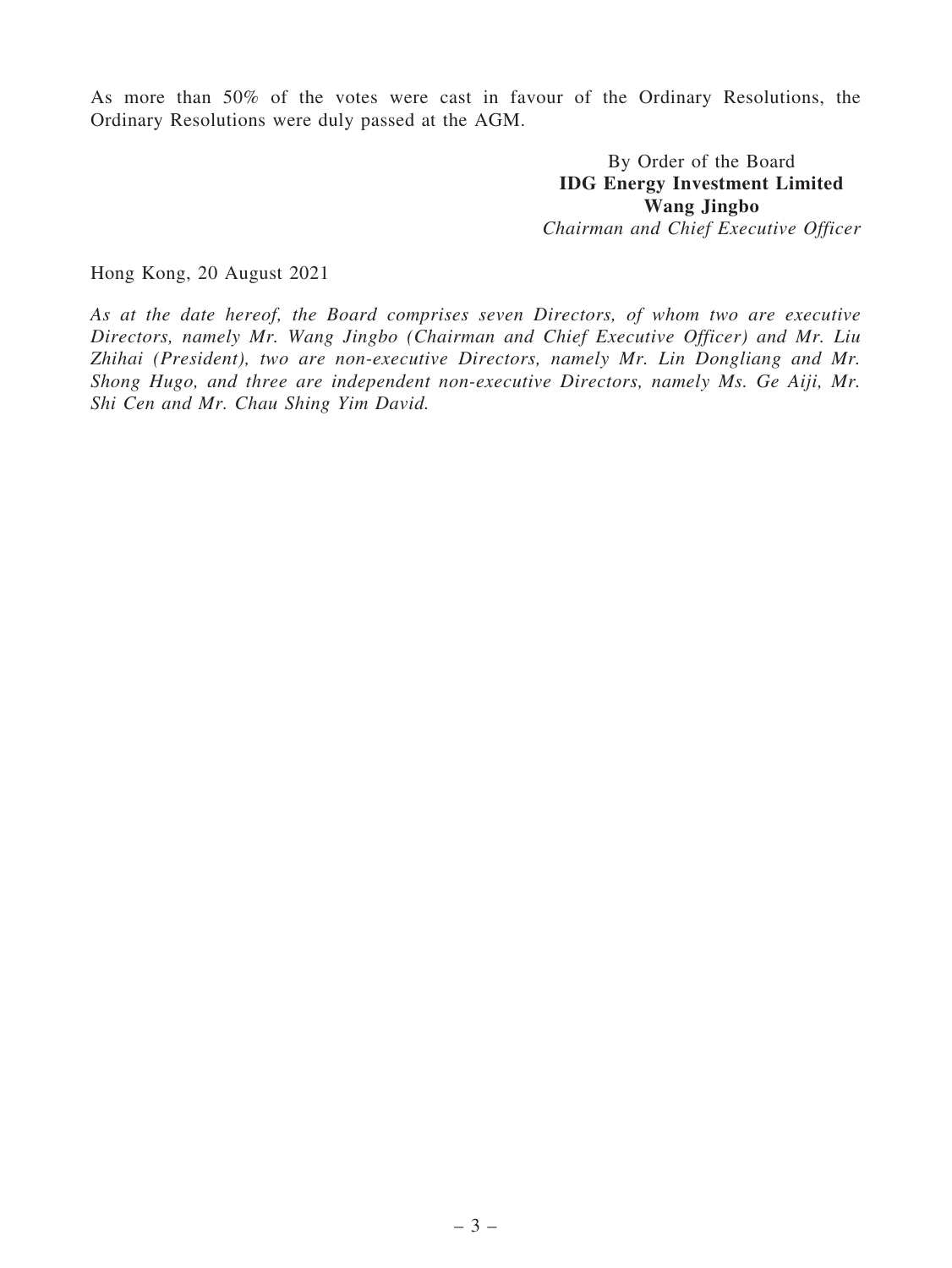As more than 50% of the votes were cast in favour of the Ordinary Resolutions, the Ordinary Resolutions were duly passed at the AGM.

By Order of the Board
**IDG Energy Investment Limited**
**Wang Jingbo**
*Chairman and Chief Executive Officer*

Hong Kong, 20 August 2021

*As at the date hereof, the Board comprises seven Directors, of whom two are executive Directors, namely Mr. Wang Jingbo (Chairman and Chief Executive Officer) and Mr. Liu Zhihai (President), two are non-executive Directors, namely Mr. Lin Dongliang and Mr. Shong Hugo, and three are independent non-executive Directors, namely Ms. Ge Aiji, Mr. Shi Cen and Mr. Chau Shing Yim David.*